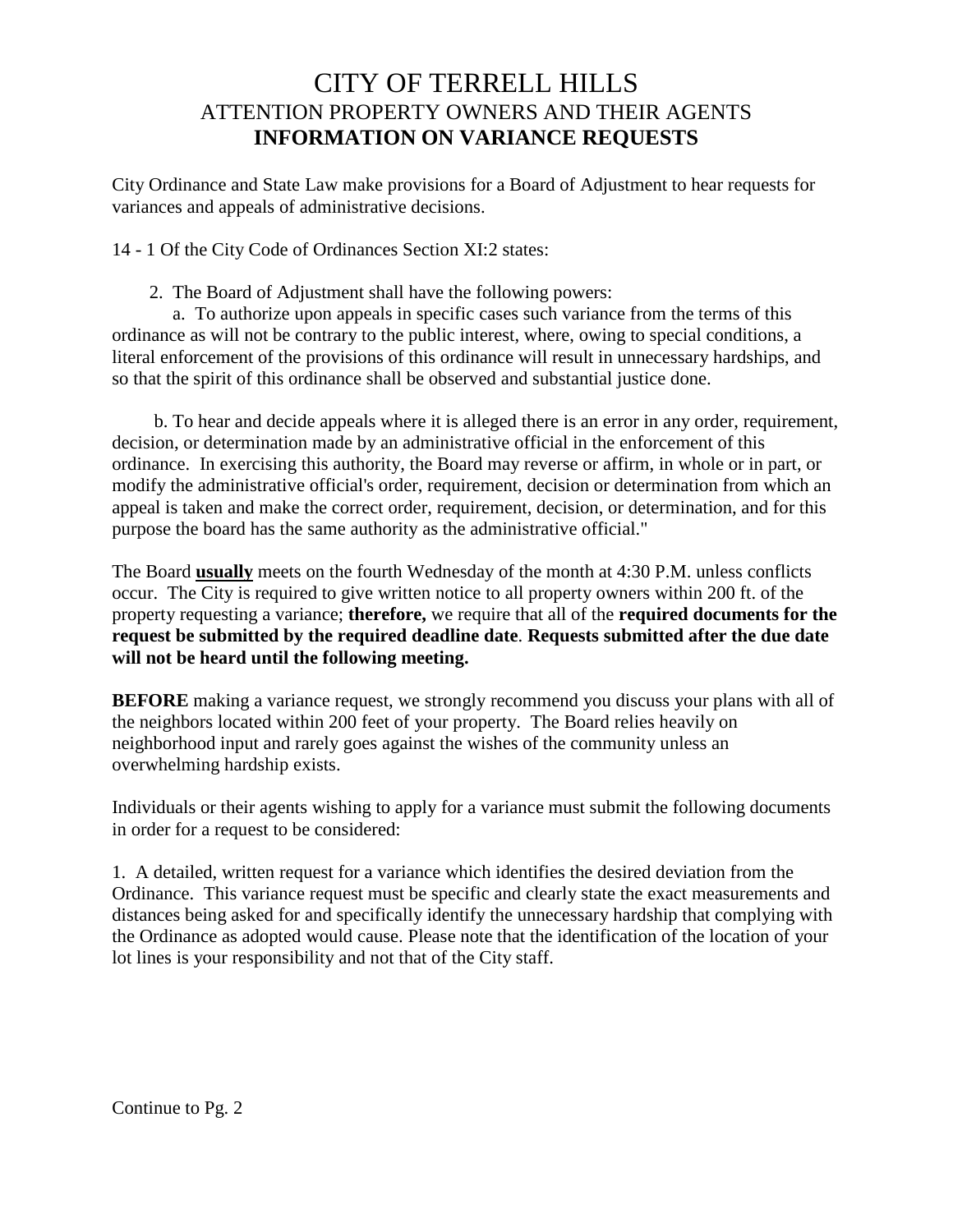# CITY OF TERRELL HILLS

## ATTENTION PROPERTY OWNERS AND THEIR AGENTS

## **INFORMATION ON VARIANCE REQUESTS**

City Ordinance and State Law make provisions for a Board of Adjustment to hear requests for variances and appeals of administrative decisions.

14 - 1 Of the City Code of Ordinances Section XI:2 states:

2. The Board of Adjustment shall have the following powers:

a. To authorize upon appeals in specific cases such variance from the terms of this ordinance as will not be contrary to the public interest, where, owing to special conditions, a literal enforcement of the provisions of this ordinance will result in unnecessary hardships, and so that the spirit of this ordinance shall be observed and substantial justice done.

b. To hear and decide appeals where it is alleged there is an error in any order, requirement, decision, or determination made by an administrative official in the enforcement of this ordinance. In exercising this authority, the Board may reverse or affirm, in whole or in part, or modify the administrative official's order, requirement, decision or determination from which an appeal is taken and make the correct order, requirement, decision, or determination, and for this purpose the board has the same authority as the administrative official."

The Board **usually** meets on the fourth Wednesday of the month at 4:30 P.M. unless conflicts occur. The City is required to give written notice to all property owners within 200 ft. of the property requesting a variance; **therefore,** we require that all of the **required documents for the request be submitted by the required deadline date**. **Requests submitted after the due date will not be heard until the following meeting.**

**BEFORE** making a variance request, we strongly recommend you discuss your plans with all of the neighbors located within 200 feet of your property. The Board relies heavily on neighborhood input and rarely goes against the wishes of the community unless an overwhelming hardship exists.

Individuals or their agents wishing to apply for a variance must submit the following documents in order for a request to be considered:

1. A detailed, written request for a variance which identifies the desired deviation from the Ordinance. This variance request must be specific and clearly state the exact measurements and distances being asked for and specifically identify the unnecessary hardship that complying with the Ordinance as adopted would cause. Please note that the identification of the location of your lot lines is your responsibility and not that of the City staff.

Continue to Pg. 2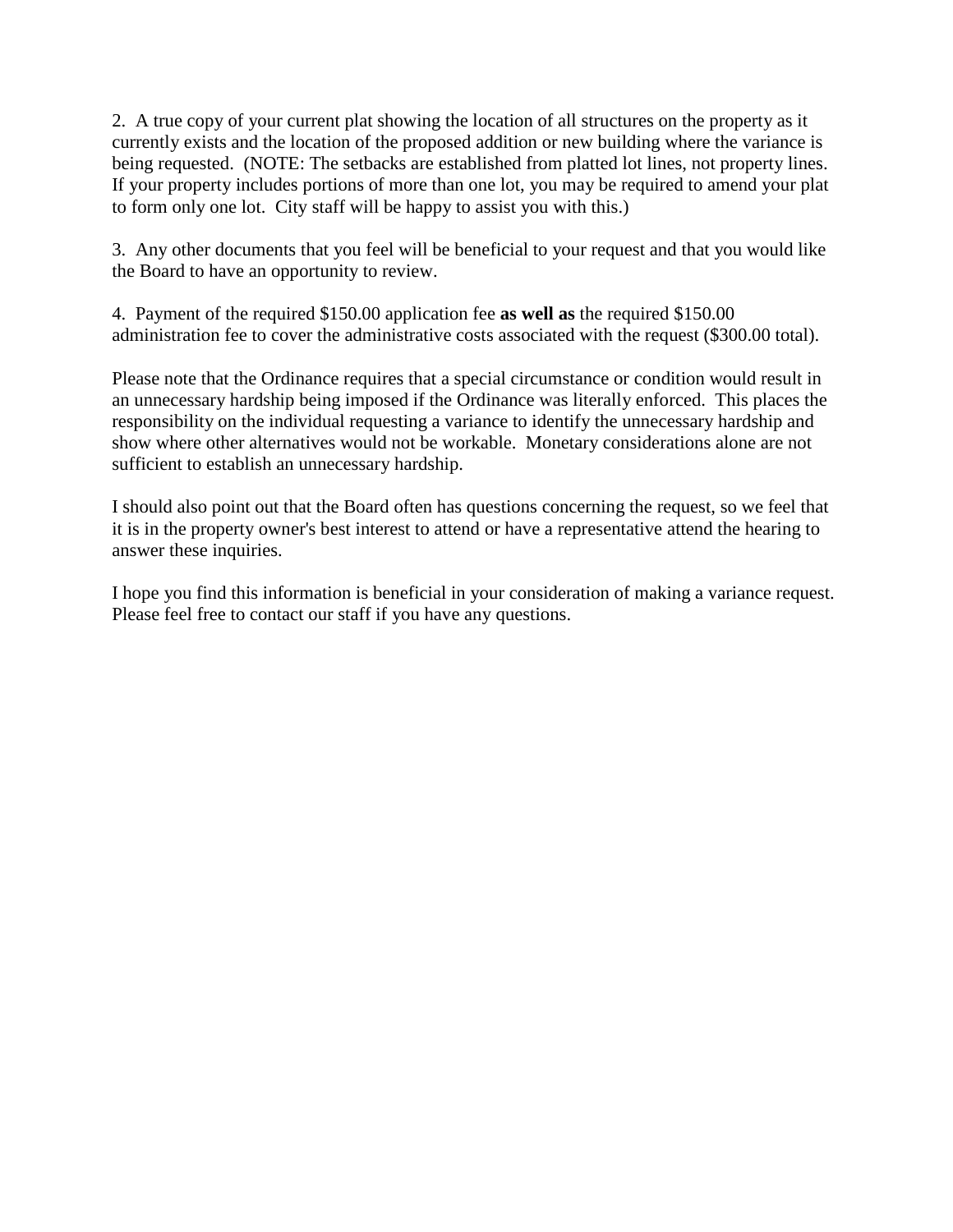2. A true copy of your current plat showing the location of all structures on the property as it currently exists and the location of the proposed addition or new building where the variance is being requested. (NOTE: The setbacks are established from platted lot lines, not property lines. If your property includes portions of more than one lot, you may be required to amend your plat to form only one lot. City staff will be happy to assist you with this.)

3. Any other documents that you feel will be beneficial to your request and that you would like the Board to have an opportunity to review.

4. Payment of the required $150.00 application fee **as well as** the required $150.00 administration fee to cover the administrative costs associated with the request ($300.00 total).

Please note that the Ordinance requires that a special circumstance or condition would result in an unnecessary hardship being imposed if the Ordinance was literally enforced. This places the responsibility on the individual requesting a variance to identify the unnecessary hardship and show where other alternatives would not be workable. Monetary considerations alone are not sufficient to establish an unnecessary hardship.

I should also point out that the Board often has questions concerning the request, so we feel that it is in the property owner's best interest to attend or have a representative attend the hearing to answer these inquiries.

I hope you find this information is beneficial in your consideration of making a variance request. Please feel free to contact our staff if you have any questions.